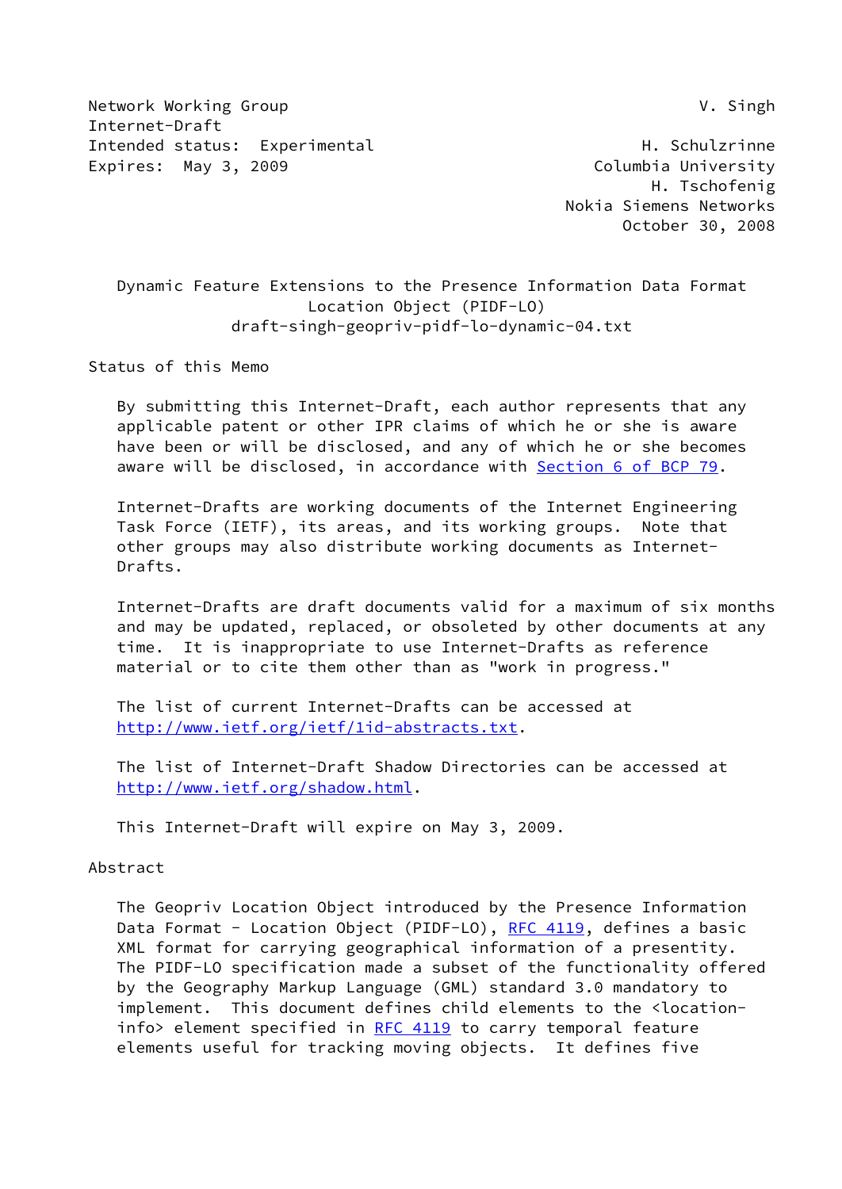Network Working Group V. Singh
Internet-Draft
Intended status: Experimental H. Schulzrinne
Expires: May 3, 2009 Columbia University
H. Tschofenig
Nokia Siemens Networks
October 30, 2008

# Dynamic Feature Extensions to the Presence Information Data Format Location Object (PIDF-LO)

draft-singh-geopriv-pidf-lo-dynamic-04.txt

## Status of this Memo

By submitting this Internet-Draft, each author represents that any applicable patent or other IPR claims of which he or she is aware have been or will be disclosed, and any of which he or she becomes aware will be disclosed, in accordance with Section 6 of BCP 79.

Internet-Drafts are working documents of the Internet Engineering Task Force (IETF), its areas, and its working groups. Note that other groups may also distribute working documents as Internet-Drafts.

Internet-Drafts are draft documents valid for a maximum of six months and may be updated, replaced, or obsoleted by other documents at any time. It is inappropriate to use Internet-Drafts as reference material or to cite them other than as "work in progress."

The list of current Internet-Drafts can be accessed at http://www.ietf.org/ietf/1id-abstracts.txt.

The list of Internet-Draft Shadow Directories can be accessed at http://www.ietf.org/shadow.html.

This Internet-Draft will expire on May 3, 2009.

## Abstract

The Geopriv Location Object introduced by the Presence Information Data Format - Location Object (PIDF-LO), RFC 4119, defines a basic XML format for carrying geographical information of a presentity. The PIDF-LO specification made a subset of the functionality offered by the Geography Markup Language (GML) standard 3.0 mandatory to implement. This document defines child elements to the <location-info> element specified in RFC 4119 to carry temporal feature elements useful for tracking moving objects. It defines five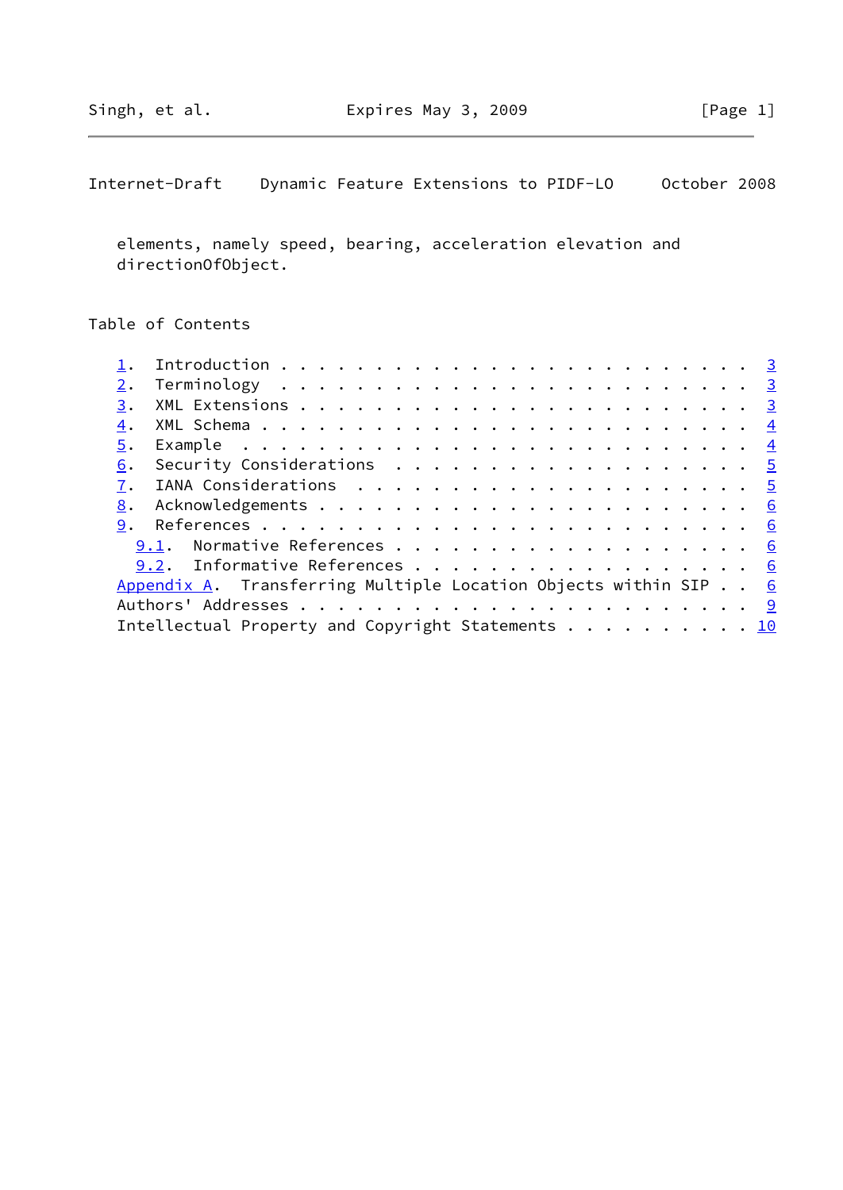elements, namely speed, bearing, acceleration elevation and directionOfObject.

## Table of Contents

1. Introduction . . . . . . . . . . . . . . . . . . . . . . . . 3
2. Terminology . . . . . . . . . . . . . . . . . . . . . . . . 3
3. XML Extensions . . . . . . . . . . . . . . . . . . . . . . . 3
4. XML Schema . . . . . . . . . . . . . . . . . . . . . . . . . 4
5. Example . . . . . . . . . . . . . . . . . . . . . . . . . . 4
6. Security Considerations . . . . . . . . . . . . . . . . . . 5
7. IANA Considerations . . . . . . . . . . . . . . . . . . . . 5
8. Acknowledgements . . . . . . . . . . . . . . . . . . . . . . 6
9. References . . . . . . . . . . . . . . . . . . . . . . . . . 6
   9.1. Normative References . . . . . . . . . . . . . . . . . . 6
   9.2. Informative References . . . . . . . . . . . . . . . . . 6

Appendix A. Transferring Multiple Location Objects within SIP . . 6
Authors' Addresses . . . . . . . . . . . . . . . . . . . . . . . 9
Intellectual Property and Copyright Statements . . . . . . . . . . 10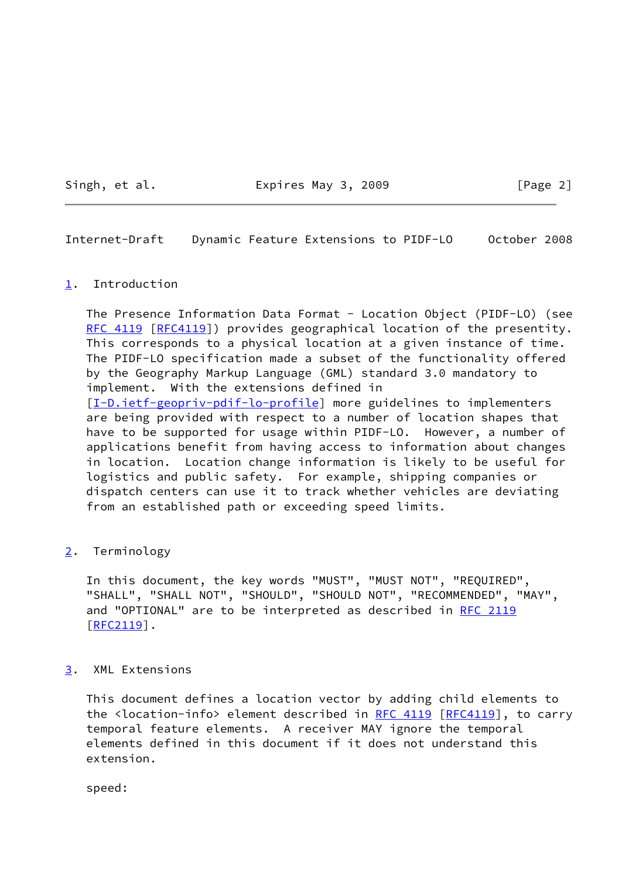## 1. Introduction

The Presence Information Data Format - Location Object (PIDF-LO) (see RFC 4119 [RFC4119]) provides geographical location of the presentity. This corresponds to a physical location at a given instance of time. The PIDF-LO specification made a subset of the functionality offered by the Geography Markup Language (GML) standard 3.0 mandatory to implement. With the extensions defined in [I-D.ietf-geopriv-pdif-lo-profile] more guidelines to implementers are being provided with respect to a number of location shapes that have to be supported for usage within PIDF-LO. However, a number of applications benefit from having access to information about changes in location. Location change information is likely to be useful for logistics and public safety. For example, shipping companies or dispatch centers can use it to track whether vehicles are deviating from an established path or exceeding speed limits.

## 2. Terminology

In this document, the key words "MUST", "MUST NOT", "REQUIRED", "SHALL", "SHALL NOT", "SHOULD", "SHOULD NOT", "RECOMMENDED", "MAY", and "OPTIONAL" are to be interpreted as described in RFC 2119 [RFC2119].

## 3. XML Extensions

This document defines a location vector by adding child elements to the <location-info> element described in RFC 4119 [RFC4119], to carry temporal feature elements. A receiver MAY ignore the temporal elements defined in this document if it does not understand this extension.

speed: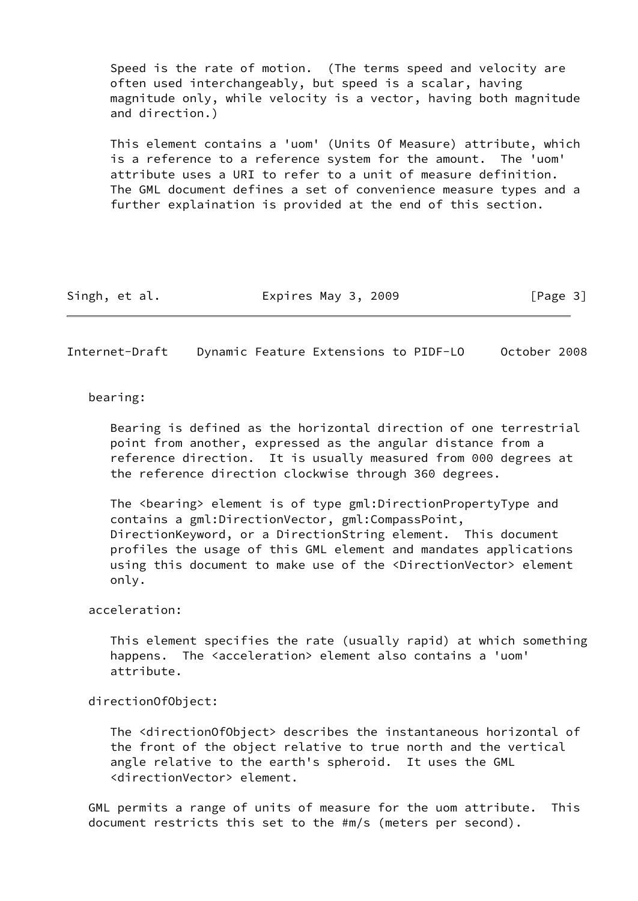Speed is the rate of motion. (The terms speed and velocity are often used interchangeably, but speed is a scalar, having magnitude only, while velocity is a vector, having both magnitude and direction.)

This element contains a 'uom' (Units Of Measure) attribute, which is a reference to a reference system for the amount. The 'uom' attribute uses a URI to refer to a unit of measure definition. The GML document defines a set of convenience measure types and a further explaination is provided at the end of this section.

bearing:

Bearing is defined as the horizontal direction of one terrestrial point from another, expressed as the angular distance from a reference direction. It is usually measured from 000 degrees at the reference direction clockwise through 360 degrees.

The <bearing> element is of type gml:DirectionPropertyType and contains a gml:DirectionVector, gml:CompassPoint, DirectionKeyword, or a DirectionString element. This document profiles the usage of this GML element and mandates applications using this document to make use of the <DirectionVector> element only.

acceleration:

This element specifies the rate (usually rapid) at which something happens. The <acceleration> element also contains a 'uom' attribute.

directionOfObject:

The <directionOfObject> describes the instantaneous horizontal of the front of the object relative to true north and the vertical angle relative to the earth's spheroid. It uses the GML <directionVector> element.

GML permits a range of units of measure for the uom attribute. This document restricts this set to the #m/s (meters per second).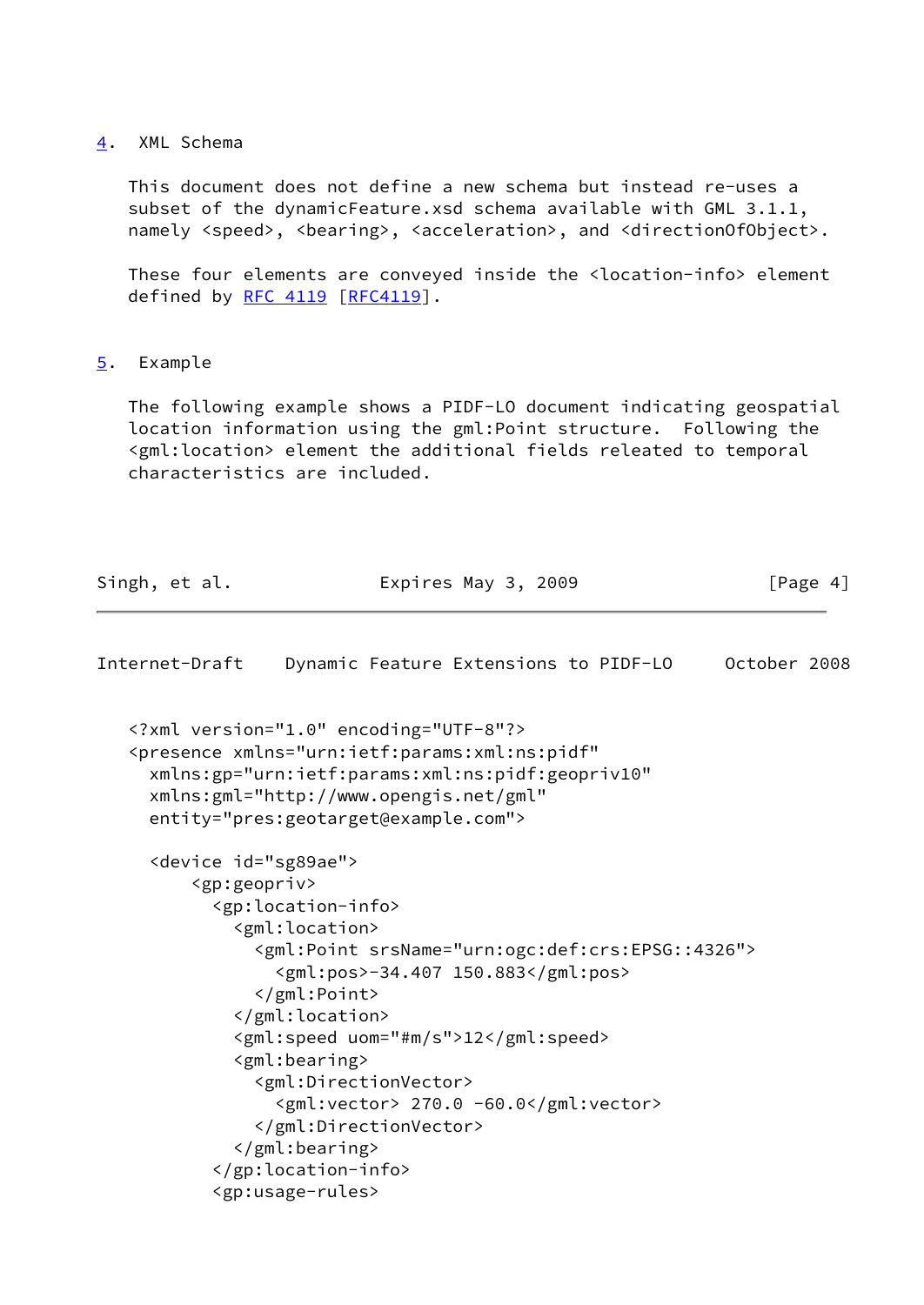## 4. XML Schema

This document does not define a new schema but instead re-uses a subset of the dynamicFeature.xsd schema available with GML 3.1.1, namely <speed>, <bearing>, <acceleration>, and <directionOfObject>.

These four elements are conveyed inside the <location-info> element defined by RFC 4119 [RFC4119].

## 5. Example

The following example shows a PIDF-LO document indicating geospatial location information using the gml:Point structure. Following the <gml:location> element the additional fields releated to temporal characteristics are included.

```
<?xml version="1.0" encoding="UTF-8"?>
<presence xmlns="urn:ietf:params:xml:ns:pidf"
  xmlns:gp="urn:ietf:params:xml:ns:pidf:geopriv10"
  xmlns:gml="http://www.opengis.net/gml"
  entity="pres:geotarget@example.com">

  <device id="sg89ae">
      <gp:geopriv>
        <gp:location-info>
          <gml:location>
            <gml:Point srsName="urn:ogc:def:crs:EPSG::4326">
              <gml:pos>-34.407 150.883</gml:pos>
            </gml:Point>
          </gml:location>
          <gml:speed uom="#m/s">12</gml:speed>
          <gml:bearing>
            <gml:DirectionVector>
              <gml:vector> 270.0 -60.0</gml:vector>
            </gml:DirectionVector>
          </gml:bearing>
        </gp:location-info>
        <gp:usage-rules>
```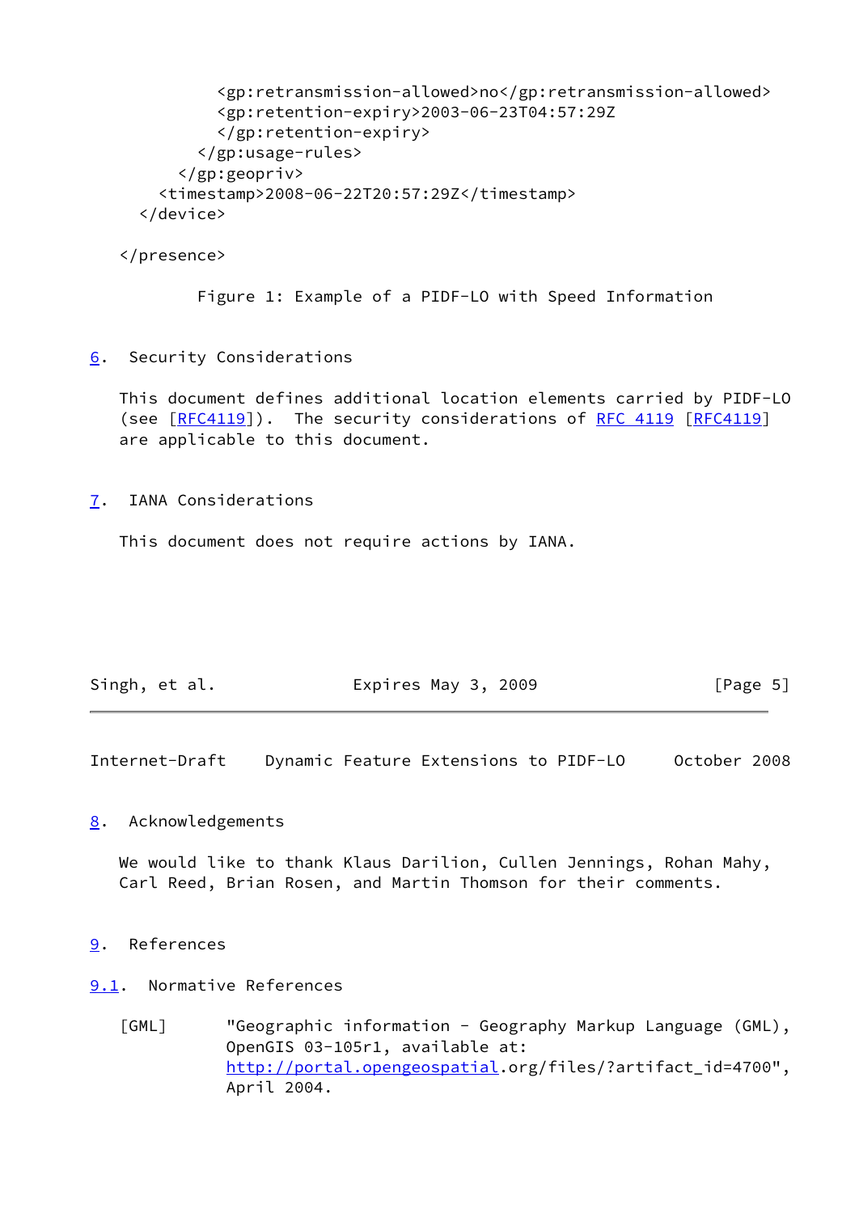```
          <gp:retransmission-allowed>no</gp:retransmission-allowed>
          <gp:retention-expiry>2003-06-23T04:57:29Z
          </gp:retention-expiry>
        </gp:usage-rules>
      </gp:geopriv>
    <timestamp>2008-06-22T20:57:29Z</timestamp>
  </device>

</presence>
```

Figure 1: Example of a PIDF-LO with Speed Information

## 6. Security Considerations

This document defines additional location elements carried by PIDF-LO (see [RFC4119]). The security considerations of RFC 4119 [RFC4119] are applicable to this document.

## 7. IANA Considerations

This document does not require actions by IANA.

## 8. Acknowledgements

We would like to thank Klaus Darilion, Cullen Jennings, Rohan Mahy, Carl Reed, Brian Rosen, and Martin Thomson for their comments.

## 9. References

### 9.1. Normative References

[GML] "Geographic information - Geography Markup Language (GML), OpenGIS 03-105r1, available at: http://portal.opengeospatial.org/files/?artifact_id=4700", April 2004.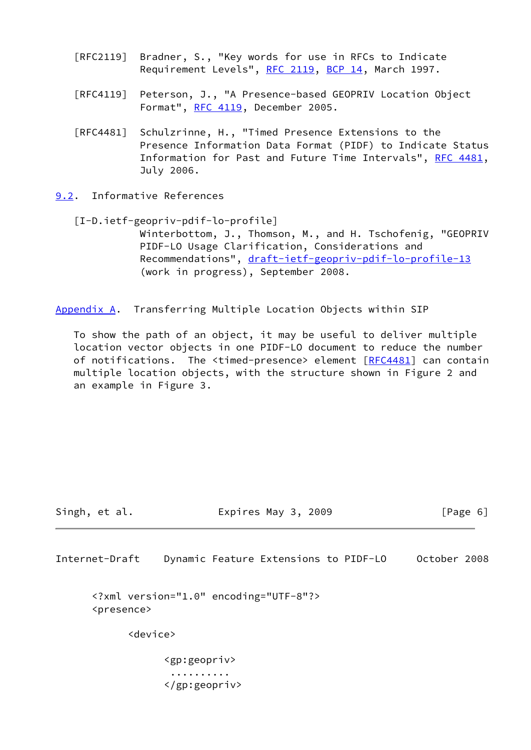[RFC2119] Bradner, S., "Key words for use in RFCs to Indicate Requirement Levels", RFC 2119, BCP 14, March 1997.

[RFC4119] Peterson, J., "A Presence-based GEOPRIV Location Object Format", RFC 4119, December 2005.

[RFC4481] Schulzrinne, H., "Timed Presence Extensions to the Presence Information Data Format (PIDF) to Indicate Status Information for Past and Future Time Intervals", RFC 4481, July 2006.

### 9.2. Informative References

[I-D.ietf-geopriv-pdif-lo-profile]
Winterbottom, J., Thomson, M., and H. Tschofenig, "GEOPRIV PIDF-LO Usage Clarification, Considerations and Recommendations", draft-ietf-geopriv-pdif-lo-profile-13 (work in progress), September 2008.

## Appendix A. Transferring Multiple Location Objects within SIP

To show the path of an object, it may be useful to deliver multiple location vector objects in one PIDF-LO document to reduce the number of notifications. The <timed-presence> element [RFC4481] can contain multiple location objects, with the structure shown in Figure 2 and an example in Figure 3.

```
<?xml version="1.0" encoding="UTF-8"?>
<presence>

      <device>

            <gp:geopriv>
             ..........
            </gp:geopriv>
```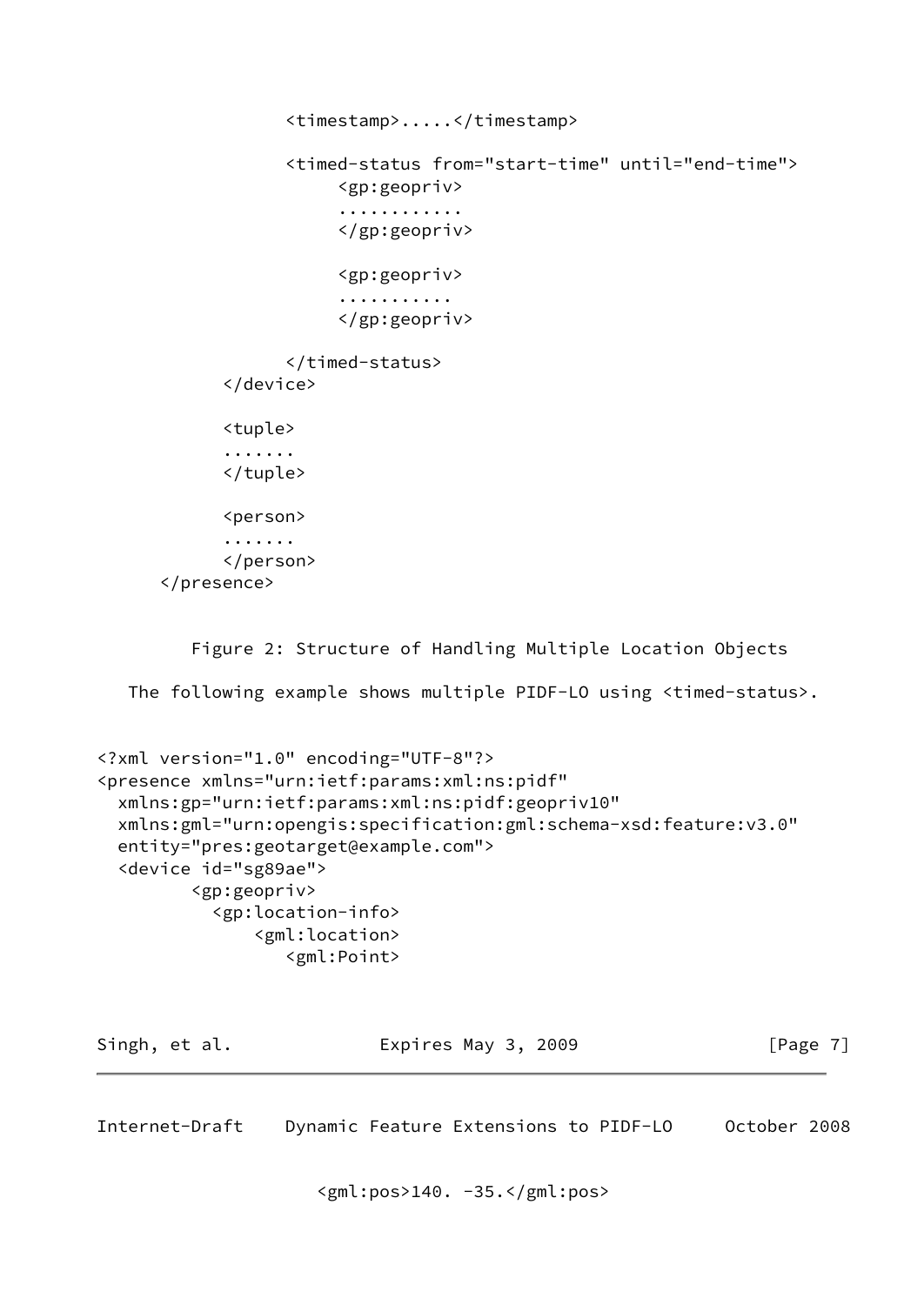```
                 <timestamp>.....</timestamp>

                 <timed-status from="start-time" until="end-time">
                      <gp:geopriv>
                      ............
                      </gp:geopriv>

                      <gp:geopriv>
                      ...........
                      </gp:geopriv>

                 </timed-status>
            </device>

            <tuple>
            .......
            </tuple>

            <person>
            .......
            </person>
      </presence>
```

Figure 2: Structure of Handling Multiple Location Objects

The following example shows multiple PIDF-LO using <timed-status>.

```
<?xml version="1.0" encoding="UTF-8"?>
<presence xmlns="urn:ietf:params:xml:ns:pidf"
  xmlns:gp="urn:ietf:params:xml:ns:pidf:geopriv10"
  xmlns:gml="urn:opengis:specification:gml:schema-xsd:feature:v3.0"
  entity="pres:geotarget@example.com">
  <device id="sg89ae">
          <gp:geopriv>
            <gp:location-info>
                <gml:location>
                   <gml:Point>
```

```
                      <gml:pos>140. -35.</gml:pos>
```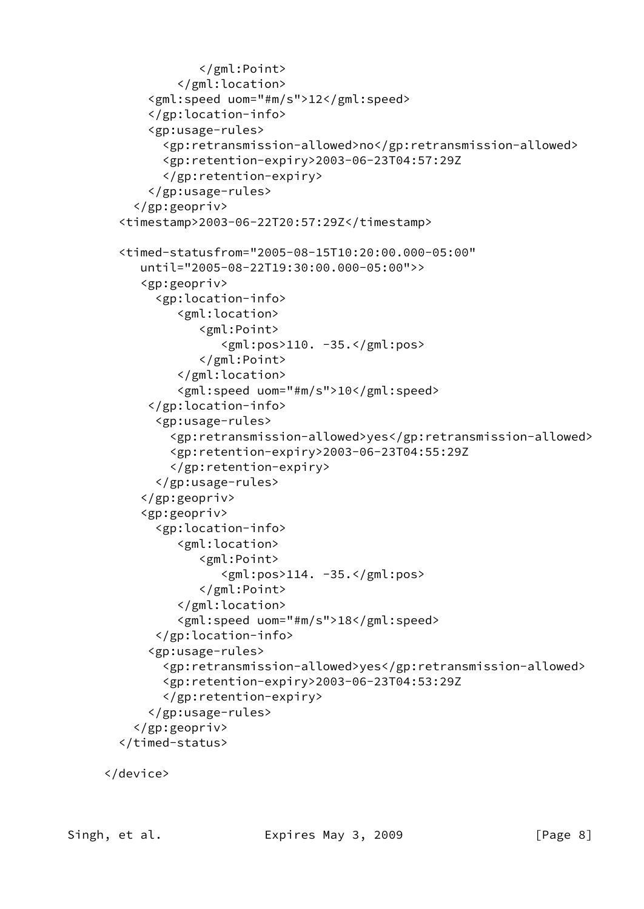```
              </gml:Point>
           </gml:location>
       <gml:speed uom="#m/s">12</gml:speed>
       </gp:location-info>
       <gp:usage-rules>
         <gp:retransmission-allowed>no</gp:retransmission-allowed>
         <gp:retention-expiry>2003-06-23T04:57:29Z
         </gp:retention-expiry>
       </gp:usage-rules>
     </gp:geopriv>
   <timestamp>2003-06-22T20:57:29Z</timestamp>

   <timed-statusfrom="2005-08-15T10:20:00.000-05:00"
      until="2005-08-22T19:30:00.000-05:00">>
      <gp:geopriv>
        <gp:location-info>
           <gml:location>
              <gml:Point>
                 <gml:pos>110. -35.</gml:pos>
              </gml:Point>
           </gml:location>
           <gml:speed uom="#m/s">10</gml:speed>
       </gp:location-info>
        <gp:usage-rules>
          <gp:retransmission-allowed>yes</gp:retransmission-allowed>
          <gp:retention-expiry>2003-06-23T04:55:29Z
          </gp:retention-expiry>
        </gp:usage-rules>
      </gp:geopriv>
      <gp:geopriv>
        <gp:location-info>
           <gml:location>
              <gml:Point>
                 <gml:pos>114. -35.</gml:pos>
              </gml:Point>
           </gml:location>
           <gml:speed uom="#m/s">18</gml:speed>
        </gp:location-info>
       <gp:usage-rules>
         <gp:retransmission-allowed>yes</gp:retransmission-allowed>
         <gp:retention-expiry>2003-06-23T04:53:29Z
         </gp:retention-expiry>
       </gp:usage-rules>
     </gp:geopriv>
   </timed-status>

 </device>
```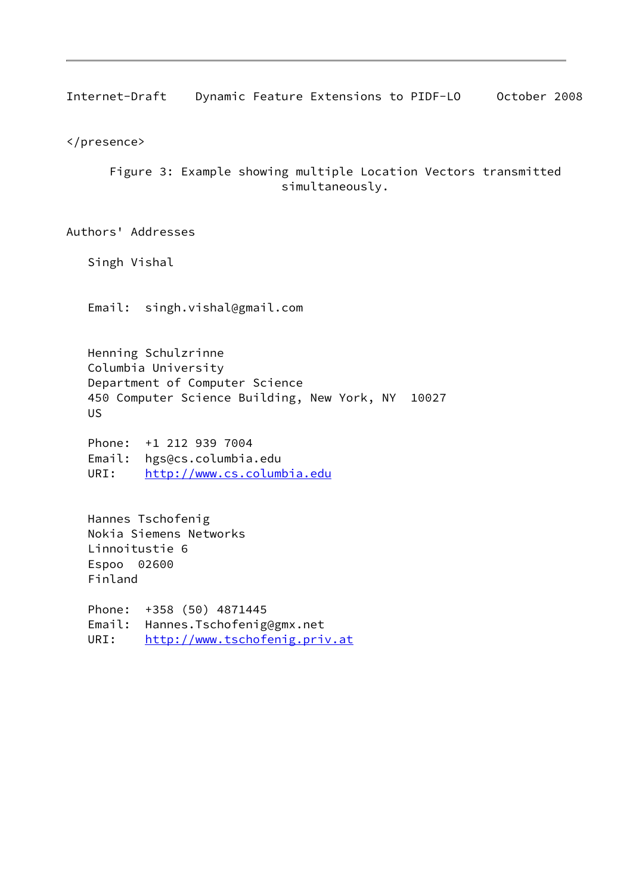```
</presence>
```

Figure 3: Example showing multiple Location Vectors transmitted simultaneously.

## Authors' Addresses

Singh Vishal

Email: singh.vishal@gmail.com

Henning Schulzrinne
Columbia University
Department of Computer Science
450 Computer Science Building, New York, NY 10027
US

Phone: +1 212 939 7004
Email: hgs@cs.columbia.edu
URI: http://www.cs.columbia.edu

Hannes Tschofenig
Nokia Siemens Networks
Linnoitustie 6
Espoo 02600
Finland

Phone: +358 (50) 4871445
Email: Hannes.Tschofenig@gmx.net
URI: http://www.tschofenig.priv.at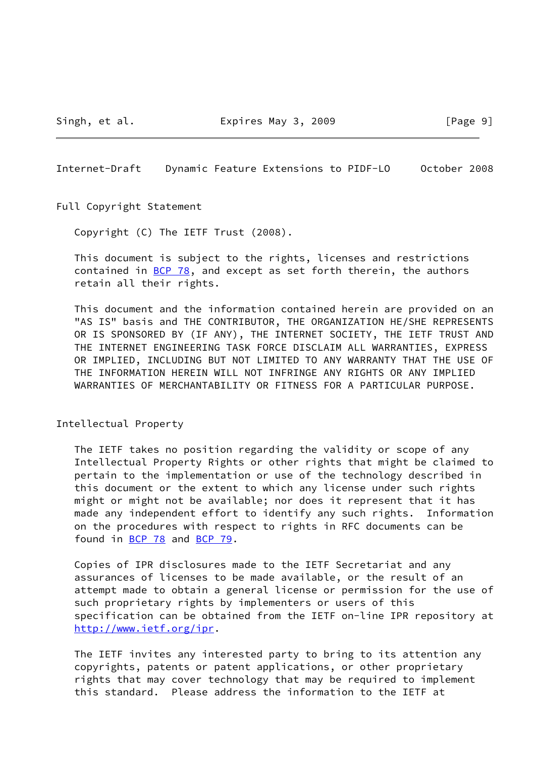## Full Copyright Statement

Copyright (C) The IETF Trust (2008).

This document is subject to the rights, licenses and restrictions contained in BCP 78, and except as set forth therein, the authors retain all their rights.

This document and the information contained herein are provided on an "AS IS" basis and THE CONTRIBUTOR, THE ORGANIZATION HE/SHE REPRESENTS OR IS SPONSORED BY (IF ANY), THE INTERNET SOCIETY, THE IETF TRUST AND THE INTERNET ENGINEERING TASK FORCE DISCLAIM ALL WARRANTIES, EXPRESS OR IMPLIED, INCLUDING BUT NOT LIMITED TO ANY WARRANTY THAT THE USE OF THE INFORMATION HEREIN WILL NOT INFRINGE ANY RIGHTS OR ANY IMPLIED WARRANTIES OF MERCHANTABILITY OR FITNESS FOR A PARTICULAR PURPOSE.

## Intellectual Property

The IETF takes no position regarding the validity or scope of any Intellectual Property Rights or other rights that might be claimed to pertain to the implementation or use of the technology described in this document or the extent to which any license under such rights might or might not be available; nor does it represent that it has made any independent effort to identify any such rights. Information on the procedures with respect to rights in RFC documents can be found in BCP 78 and BCP 79.

Copies of IPR disclosures made to the IETF Secretariat and any assurances of licenses to be made available, or the result of an attempt made to obtain a general license or permission for the use of such proprietary rights by implementers or users of this specification can be obtained from the IETF on-line IPR repository at http://www.ietf.org/ipr.

The IETF invites any interested party to bring to its attention any copyrights, patents or patent applications, or other proprietary rights that may cover technology that may be required to implement this standard. Please address the information to the IETF at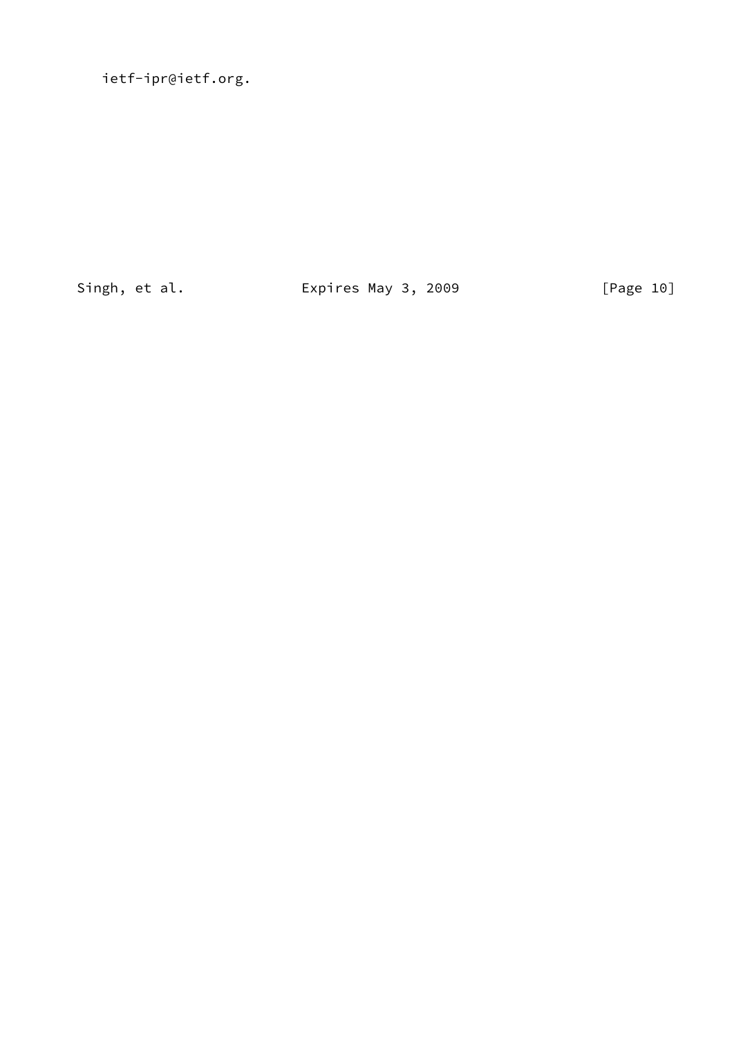ietf-ipr@ietf.org.